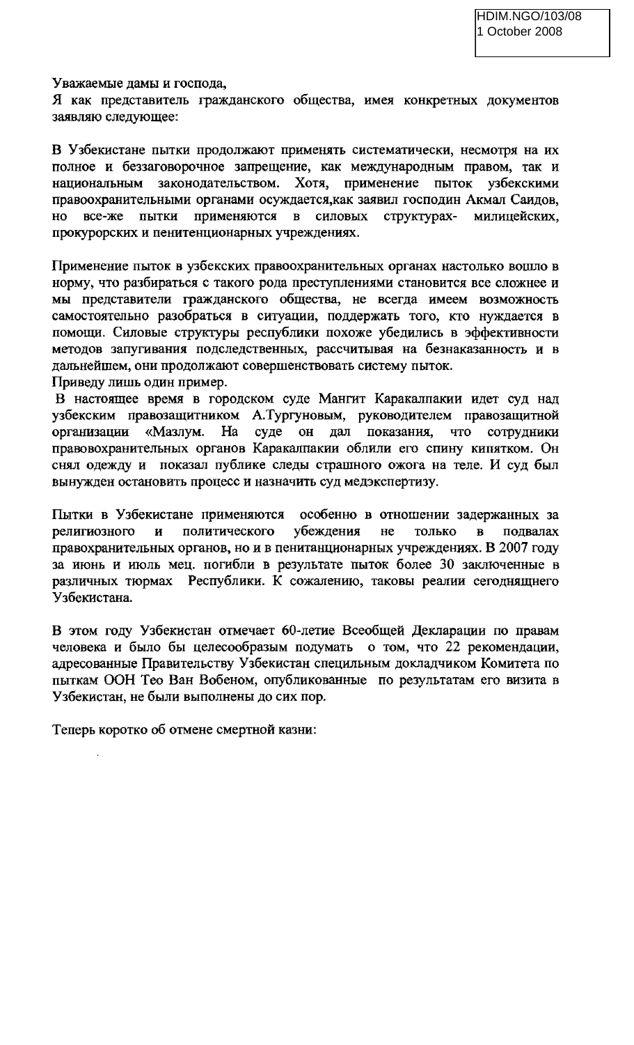HDIM.NGO/103/08
1 October 2008

Уважаемые дамы и господа,
Я как представитель гражданского общества, имея конкретных документов заявляю следующее:

В Узбекистане пытки продолжают применять систематически, несмотря на их полное и беззаговорочное запрещение, как международным правом, так и национальным законодательством. Хотя, применение пыток узбекскими правоохранительными органами осуждается,как заявил господин Акмал Саидов, но все-же пытки применяются в силовых структурах- милицейских, прокурорских и пенитенционарных учреждениях.

Применение пыток в узбекских правоохранительных органах настолько вошло в норму, что разбираться с такого рода преступлениями становится все сложнее и мы представители гражданского общества, не всегда имеем возможность самостоятельно разобраться в ситуации, поддержать того, кто нуждается в помощи. Силовые структуры республики похоже убедились в эффективности методов запугивания подследственных, рассчитывая на безнаказанность и в дальнейшем, они продолжают совершенствовать систему пыток.
Приведу лишь один пример.
В настоящее время в городском суде Мангит Каракалпакии идет суд над узбекским правозащитником А.Тургуновым, руководителем правозащитной организации «Мазлум. На суде он дал показания, что сотрудники правовохранительных органов Каракалпакии облили его спину кипятком. Он снял одежду и показал публике следы страшного ожога на теле. И суд был вынужден остановить процесс и назначить суд медэкспертизу.

Пытки в Узбекистане применяются особенно в отношении задержанных за религиозного и политического убеждения не только в подвалах правохранительных органов, но и в пенитанционарных учреждениях. В 2007 году за июнь и июль мец. погибли в результате пыток более 30 заключенные в различных тюрмах Республики. К сожалению, таковы реалии сегоднящнего Узбекистана.

В этом году Узбекистан отмечает 60-летие Всеобщей Декларации по правам человека и было бы целесообразым подумать о том, что 22 рекомендации, адресованные Правительству Узбекистан специльным докладчиком Комитета по пыткам ООН Тео Ван Вобеном, опубликованные по результатам его визита в Узбекистан, не были выполнены до сих пор.

Теперь коротко об отмене смертной казни: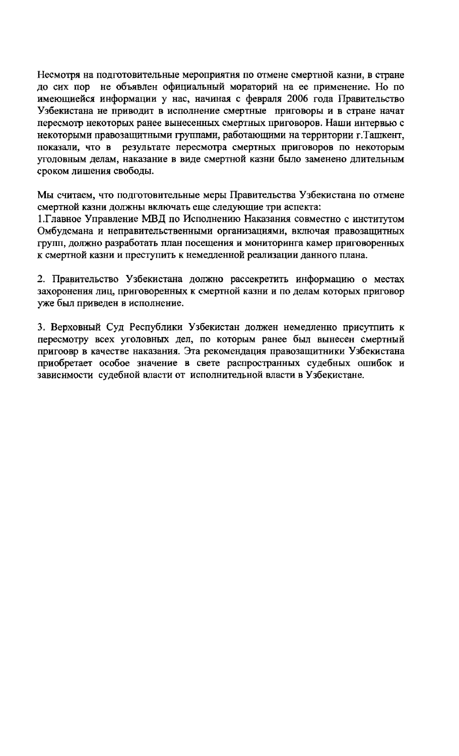Несмотря на подготовительные мероприятия по отмене смертной казни, в стране до сих пор не объявлен официальный мораторий на ее применение. Но по имеющийся информации у нас, начиная с февраля 2006 года Правительство Узбекистана не приводит в исполнение смертные приговоры и в стране начат пересмотр некоторых ранее вынесенных смертных приговоров. Наши интервью с некоторыми правозащитными группами, работающими на территории г.Ташкент, показали, что в результате пересмотра смертных приговоров по некоторым уголовным делам, наказание в виде смертной казни было заменено длительным сроком лишения свободы.

Мы считаем, что подготовительные меры Правительства Узбекистана по отмене смертной казни должны включать еще следующие три аспекта:

1.Главное Управление МВД по Исполнению Наказания совместно с институтом Омбудсмана и неправительственными организациями, включая правозащитных групп, должно разработать план посещения и мониторинга камер приговоренных к смертной казни и преступить к немедленной реализации данного плана.

2. Правительство Узбекистана должно рассекретить информацию о местах захоронения лиц, приговоренных к смертной казни и по делам которых приговор уже был приведен в исполнение.

3. Верховный Суд Республики Узбекистан должен немедленно присутпить к пересмотру всех уголовных дел, по которым ранее был вынесен смертный пригоовр в качестве наказания. Эта рекомендация правозащитники Узбекистана приобретает особое значение в свете распространных судебных ошибок и зависимости судебной власти от исполнительной власти в Узбекистане.